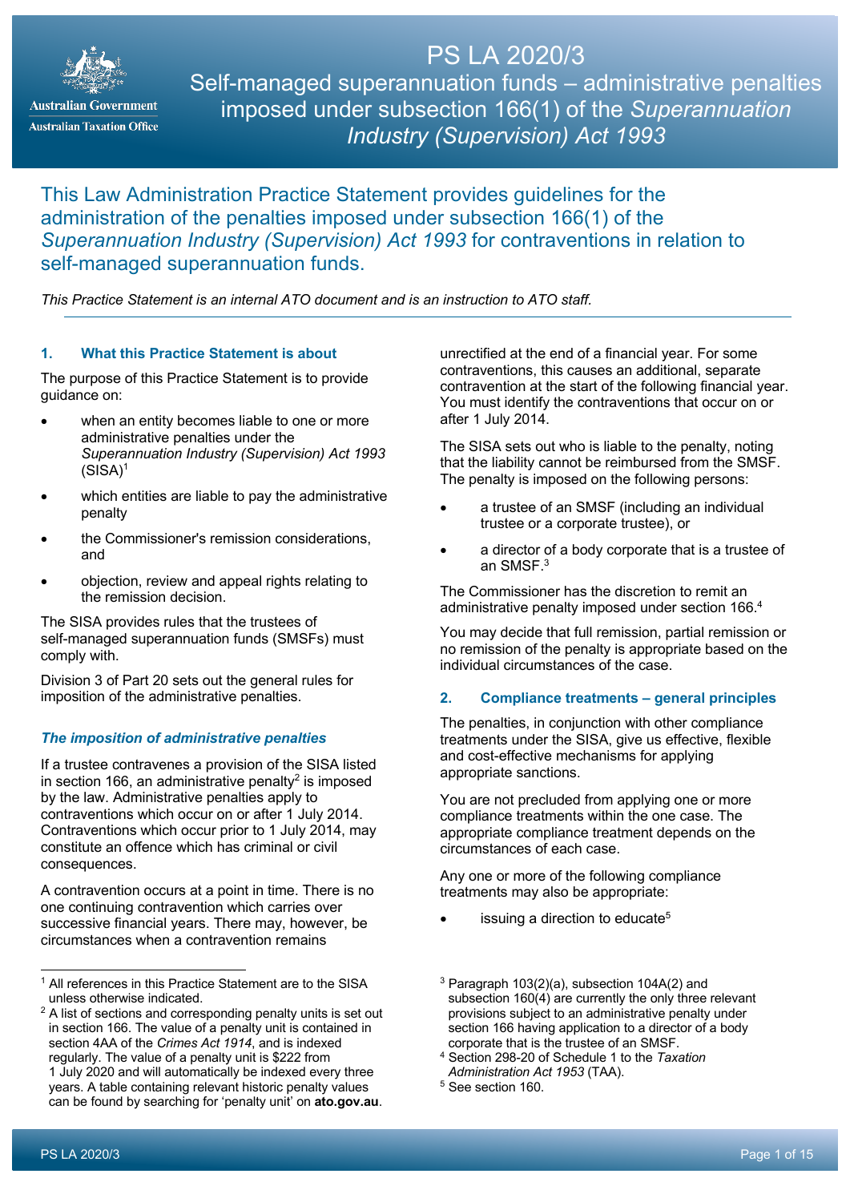# PS LA 2020/3

## Self-managed superannuation funds – administrative penalties imposed under subsection 166(1) of the *Superannuation Industry (Supervision) Act 1993*

This Law Administration Practice Statement provides guidelines for the administration of the penalties imposed under subsection 166(1) of the *Superannuation Industry (Supervision) Act 1993* for contraventions in relation to self-managed superannuation funds.

*This Practice Statement is an internal ATO document and is an instruction to ATO staff.*

### 1. What this Practice Statement is about

The purpose of this Practice Statement is to provide guidance on:

- when an entity becomes liable to one or more administrative penalties under the *Superannuation Industry (Supervision) Act 1993* (SISA)[1]
- which entities are liable to pay the administrative penalty
- the Commissioner's remission considerations, and
- objection, review and appeal rights relating to the remission decision.

The SISA provides rules that the trustees of self-managed superannuation funds (SMSFs) must comply with.

Division 3 of Part 20 sets out the general rules for imposition of the administrative penalties.

#### *The imposition of administrative penalties*

If a trustee contravenes a provision of the SISA listed in section 166, an administrative penalty[2] is imposed by the law. Administrative penalties apply to contraventions which occur on or after 1 July 2014. Contraventions which occur prior to 1 July 2014, may constitute an offence which has criminal or civil consequences.

A contravention occurs at a point in time. There is no one continuing contravention which carries over successive financial years. There may, however, be circumstances when a contravention remains unrectified at the end of a financial year. For some contraventions, this causes an additional, separate contravention at the start of the following financial year. You must identify the contraventions that occur on or after 1 July 2014.

The SISA sets out who is liable to the penalty, noting that the liability cannot be reimbursed from the SMSF. The penalty is imposed on the following persons:

- a trustee of an SMSF (including an individual trustee or a corporate trustee), or
- a director of a body corporate that is a trustee of an SMSF.[3]

The Commissioner has the discretion to remit an administrative penalty imposed under section 166.[4]

You may decide that full remission, partial remission or no remission of the penalty is appropriate based on the individual circumstances of the case.

### 2. Compliance treatments – general principles

The penalties, in conjunction with other compliance treatments under the SISA, give us effective, flexible and cost-effective mechanisms for applying appropriate sanctions.

You are not precluded from applying one or more compliance treatments within the one case. The appropriate compliance treatment depends on the circumstances of each case.

Any one or more of the following compliance treatments may also be appropriate:

- issuing a direction to educate[5]

---

[1] All references in this Practice Statement are to the SISA unless otherwise indicated.

[2] A list of sections and corresponding penalty units is set out in section 166. The value of a penalty unit is contained in section 4AA of the *Crimes Act 1914*, and is indexed regularly. The value of a penalty unit is $222 from 1 July 2020 and will automatically be indexed every three years. A table containing relevant historic penalty values can be found by searching for 'penalty unit' on **ato.gov.au**.

[3] Paragraph 103(2)(a), subsection 104A(2) and subsection 160(4) are currently the only three relevant provisions subject to an administrative penalty under section 166 having application to a director of a body corporate that is the trustee of an SMSF.

[4] Section 298-20 of Schedule 1 to the *Taxation Administration Act 1953* (TAA).

[5] See section 160.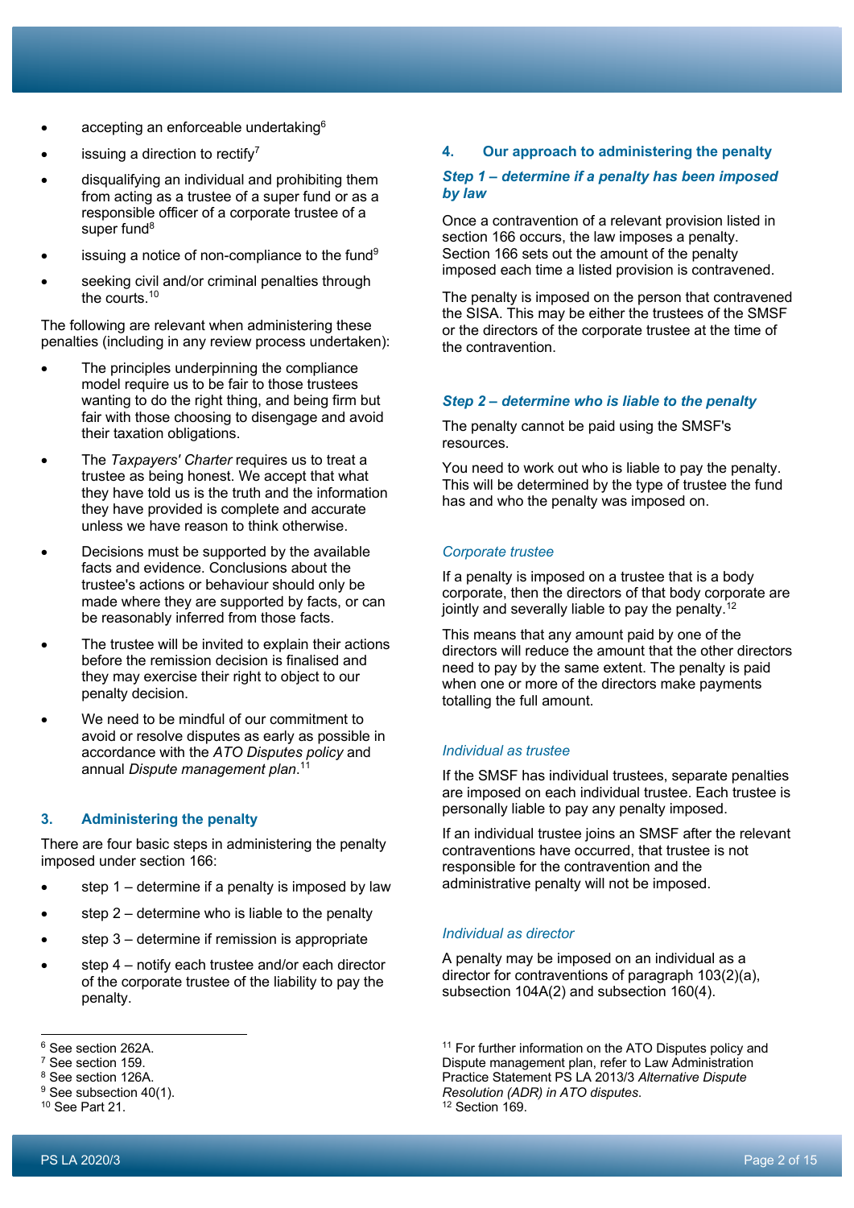- accepting an enforceable undertaking[6]
- issuing a direction to rectify[7]
- disqualifying an individual and prohibiting them from acting as a trustee of a super fund or as a responsible officer of a corporate trustee of a super fund[8]
- issuing a notice of non-compliance to the fund[9]
- seeking civil and/or criminal penalties through the courts.[10]

The following are relevant when administering these penalties (including in any review process undertaken):

- The principles underpinning the compliance model require us to be fair to those trustees wanting to do the right thing, and being firm but fair with those choosing to disengage and avoid their taxation obligations.
- The *Taxpayers' Charter* requires us to treat a trustee as being honest. We accept that what they have told us is the truth and the information they have provided is complete and accurate unless we have reason to think otherwise.
- Decisions must be supported by the available facts and evidence. Conclusions about the trustee's actions or behaviour should only be made where they are supported by facts, or can be reasonably inferred from those facts.
- The trustee will be invited to explain their actions before the remission decision is finalised and they may exercise their right to object to our penalty decision.
- We need to be mindful of our commitment to avoid or resolve disputes as early as possible in accordance with the *ATO Disputes policy* and annual *Dispute management plan*.[11]

## 3. Administering the penalty

There are four basic steps in administering the penalty imposed under section 166:

- step 1 – determine if a penalty is imposed by law
- step 2 – determine who is liable to the penalty
- step 3 – determine if remission is appropriate
- step 4 – notify each trustee and/or each director of the corporate trustee of the liability to pay the penalty.

## 4. Our approach to administering the penalty

### *Step 1 – determine if a penalty has been imposed by law*

Once a contravention of a relevant provision listed in section 166 occurs, the law imposes a penalty. Section 166 sets out the amount of the penalty imposed each time a listed provision is contravened.

The penalty is imposed on the person that contravened the SISA. This may be either the trustees of the SMSF or the directors of the corporate trustee at the time of the contravention.

### *Step 2 – determine who is liable to the penalty*

The penalty cannot be paid using the SMSF's resources.

You need to work out who is liable to pay the penalty. This will be determined by the type of trustee the fund has and who the penalty was imposed on.

#### *Corporate trustee*

If a penalty is imposed on a trustee that is a body corporate, then the directors of that body corporate are jointly and severally liable to pay the penalty.[12]

This means that any amount paid by one of the directors will reduce the amount that the other directors need to pay by the same extent. The penalty is paid when one or more of the directors make payments totalling the full amount.

#### *Individual as trustee*

If the SMSF has individual trustees, separate penalties are imposed on each individual trustee. Each trustee is personally liable to pay any penalty imposed.

If an individual trustee joins an SMSF after the relevant contraventions have occurred, that trustee is not responsible for the contravention and the administrative penalty will not be imposed.

#### *Individual as director*

A penalty may be imposed on an individual as a director for contraventions of paragraph 103(2)(a), subsection 104A(2) and subsection 160(4).

---

[6] See section 262A.
[7] See section 159.
[8] See section 126A.
[9] See subsection 40(1).
[10] See Part 21.
[11] For further information on the ATO Disputes policy and Dispute management plan, refer to Law Administration Practice Statement PS LA 2013/3 *Alternative Dispute Resolution (ADR) in ATO disputes*.
[12] Section 169.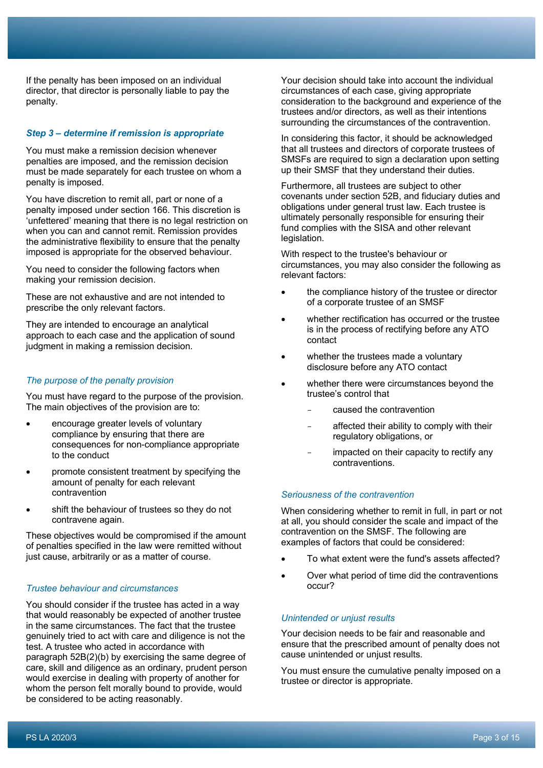If the penalty has been imposed on an individual director, that director is personally liable to pay the penalty.

### *Step 3 – determine if remission is appropriate*

You must make a remission decision whenever penalties are imposed, and the remission decision must be made separately for each trustee on whom a penalty is imposed.

You have discretion to remit all, part or none of a penalty imposed under section 166. This discretion is 'unfettered' meaning that there is no legal restriction on when you can and cannot remit. Remission provides the administrative flexibility to ensure that the penalty imposed is appropriate for the observed behaviour.

You need to consider the following factors when making your remission decision.

These are not exhaustive and are not intended to prescribe the only relevant factors.

They are intended to encourage an analytical approach to each case and the application of sound judgment in making a remission decision.

#### *The purpose of the penalty provision*

You must have regard to the purpose of the provision. The main objectives of the provision are to:

- encourage greater levels of voluntary compliance by ensuring that there are consequences for non-compliance appropriate to the conduct
- promote consistent treatment by specifying the amount of penalty for each relevant contravention
- shift the behaviour of trustees so they do not contravene again.

These objectives would be compromised if the amount of penalties specified in the law were remitted without just cause, arbitrarily or as a matter of course.

#### *Trustee behaviour and circumstances*

You should consider if the trustee has acted in a way that would reasonably be expected of another trustee in the same circumstances. The fact that the trustee genuinely tried to act with care and diligence is not the test. A trustee who acted in accordance with paragraph 52B(2)(b) by exercising the same degree of care, skill and diligence as an ordinary, prudent person would exercise in dealing with property of another for whom the person felt morally bound to provide, would be considered to be acting reasonably.

Your decision should take into account the individual circumstances of each case, giving appropriate consideration to the background and experience of the trustees and/or directors, as well as their intentions surrounding the circumstances of the contravention.

In considering this factor, it should be acknowledged that all trustees and directors of corporate trustees of SMSFs are required to sign a declaration upon setting up their SMSF that they understand their duties.

Furthermore, all trustees are subject to other covenants under section 52B, and fiduciary duties and obligations under general trust law. Each trustee is ultimately personally responsible for ensuring their fund complies with the SISA and other relevant legislation.

With respect to the trustee's behaviour or circumstances, you may also consider the following as relevant factors:

- the compliance history of the trustee or director of a corporate trustee of an SMSF
- whether rectification has occurred or the trustee is in the process of rectifying before any ATO contact
- whether the trustees made a voluntary disclosure before any ATO contact
- whether there were circumstances beyond the trustee's control that
  - caused the contravention
  - affected their ability to comply with their regulatory obligations, or
  - impacted on their capacity to rectify any contraventions.

#### *Seriousness of the contravention*

When considering whether to remit in full, in part or not at all, you should consider the scale and impact of the contravention on the SMSF. The following are examples of factors that could be considered:

- To what extent were the fund's assets affected?
- Over what period of time did the contraventions occur?

#### *Unintended or unjust results*

Your decision needs to be fair and reasonable and ensure that the prescribed amount of penalty does not cause unintended or unjust results.

You must ensure the cumulative penalty imposed on a trustee or director is appropriate.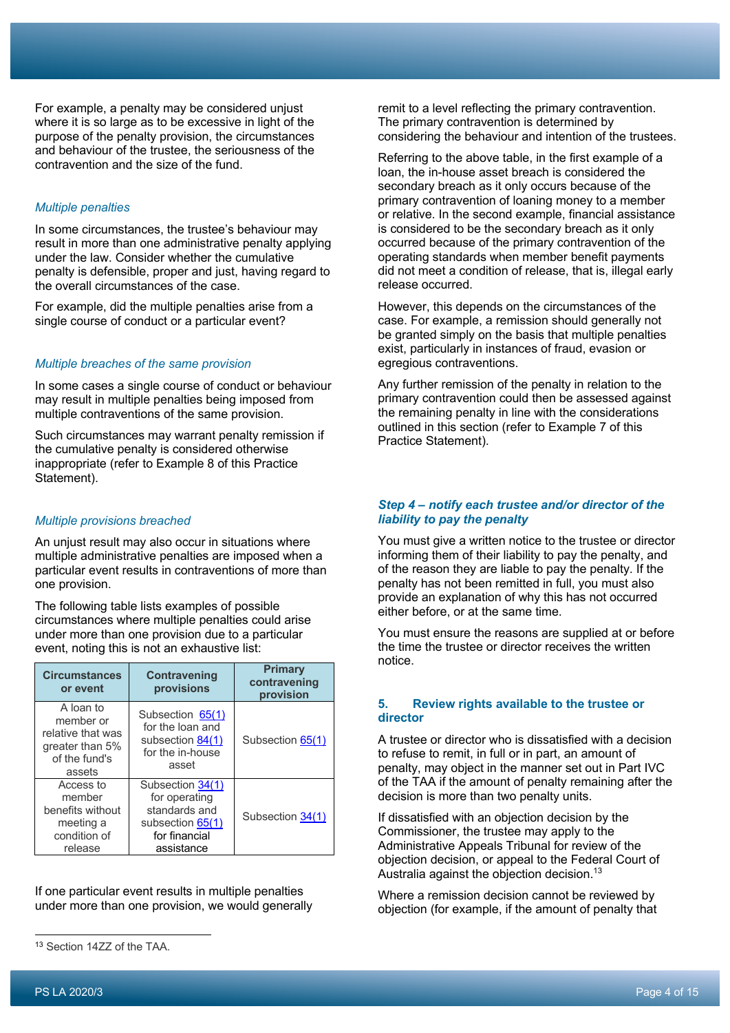For example, a penalty may be considered unjust where it is so large as to be excessive in light of the purpose of the penalty provision, the circumstances and behaviour of the trustee, the seriousness of the contravention and the size of the fund.

*Multiple penalties*

In some circumstances, the trustee's behaviour may result in more than one administrative penalty applying under the law. Consider whether the cumulative penalty is defensible, proper and just, having regard to the overall circumstances of the case.

For example, did the multiple penalties arise from a single course of conduct or a particular event?

*Multiple breaches of the same provision*

In some cases a single course of conduct or behaviour may result in multiple penalties being imposed from multiple contraventions of the same provision.

Such circumstances may warrant penalty remission if the cumulative penalty is considered otherwise inappropriate (refer to Example 8 of this Practice Statement).

*Multiple provisions breached*

An unjust result may also occur in situations where multiple administrative penalties are imposed when a particular event results in contraventions of more than one provision.

The following table lists examples of possible circumstances where multiple penalties could arise under more than one provision due to a particular event, noting this is not an exhaustive list:

| Circumstances or event | Contravening provisions | Primary contravening provision |
|---|---|---|
| A loan to member or relative that was greater than 5% of the fund's assets | Subsection 65(1) for the loan and subsection 84(1) for the in-house asset | Subsection 65(1) |
| Access to member benefits without meeting a condition of release | Subsection 34(1) for operating standards and subsection 65(1) for financial assistance | Subsection 34(1) |

If one particular event results in multiple penalties under more than one provision, we would generally remit to a level reflecting the primary contravention. The primary contravention is determined by considering the behaviour and intention of the trustees.

Referring to the above table, in the first example of a loan, the in-house asset breach is considered the secondary breach as it only occurs because of the primary contravention of loaning money to a member or relative. In the second example, financial assistance is considered to be the secondary breach as it only occurred because of the primary contravention of the operating standards when member benefit payments did not meet a condition of release, that is, illegal early release occurred.

However, this depends on the circumstances of the case. For example, a remission should generally not be granted simply on the basis that multiple penalties exist, particularly in instances of fraud, evasion or egregious contraventions.

Any further remission of the penalty in relation to the primary contravention could then be assessed against the remaining penalty in line with the considerations outlined in this section (refer to Example 7 of this Practice Statement).

### *Step 4 – notify each trustee and/or director of the liability to pay the penalty*

You must give a written notice to the trustee or director informing them of their liability to pay the penalty, and of the reason they are liable to pay the penalty. If the penalty has not been remitted in full, you must also provide an explanation of why this has not occurred either before, or at the same time.

You must ensure the reasons are supplied at or before the time the trustee or director receives the written notice.

## 5. Review rights available to the trustee or director

A trustee or director who is dissatisfied with a decision to refuse to remit, in full or in part, an amount of penalty, may object in the manner set out in Part IVC of the TAA if the amount of penalty remaining after the decision is more than two penalty units.

If dissatisfied with an objection decision by the Commissioner, the trustee may apply to the Administrative Appeals Tribunal for review of the objection decision, or appeal to the Federal Court of Australia against the objection decision.[13]

Where a remission decision cannot be reviewed by objection (for example, if the amount of penalty that

[13] Section 14ZZ of the TAA.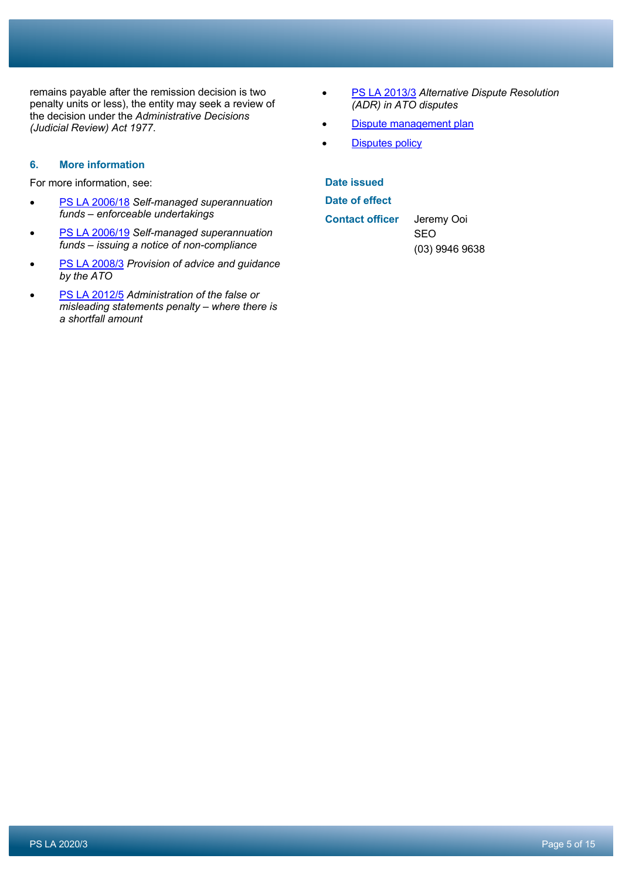remains payable after the remission decision is two penalty units or less), the entity may seek a review of the decision under the *Administrative Decisions (Judicial Review) Act 1977*.

### 6. More information

For more information, see:

- PS LA 2006/18 *Self-managed superannuation funds – enforceable undertakings*
- PS LA 2006/19 *Self-managed superannuation funds – issuing a notice of non-compliance*
- PS LA 2008/3 *Provision of advice and guidance by the ATO*
- PS LA 2012/5 *Administration of the false or misleading statements penalty – where there is a shortfall amount*
- PS LA 2013/3 *Alternative Dispute Resolution (ADR) in ATO disputes*
- Dispute management plan
- Disputes policy

**Date issued**

**Date of effect**

**Contact officer** Jeremy Ooi
SEO
(03) 9946 9638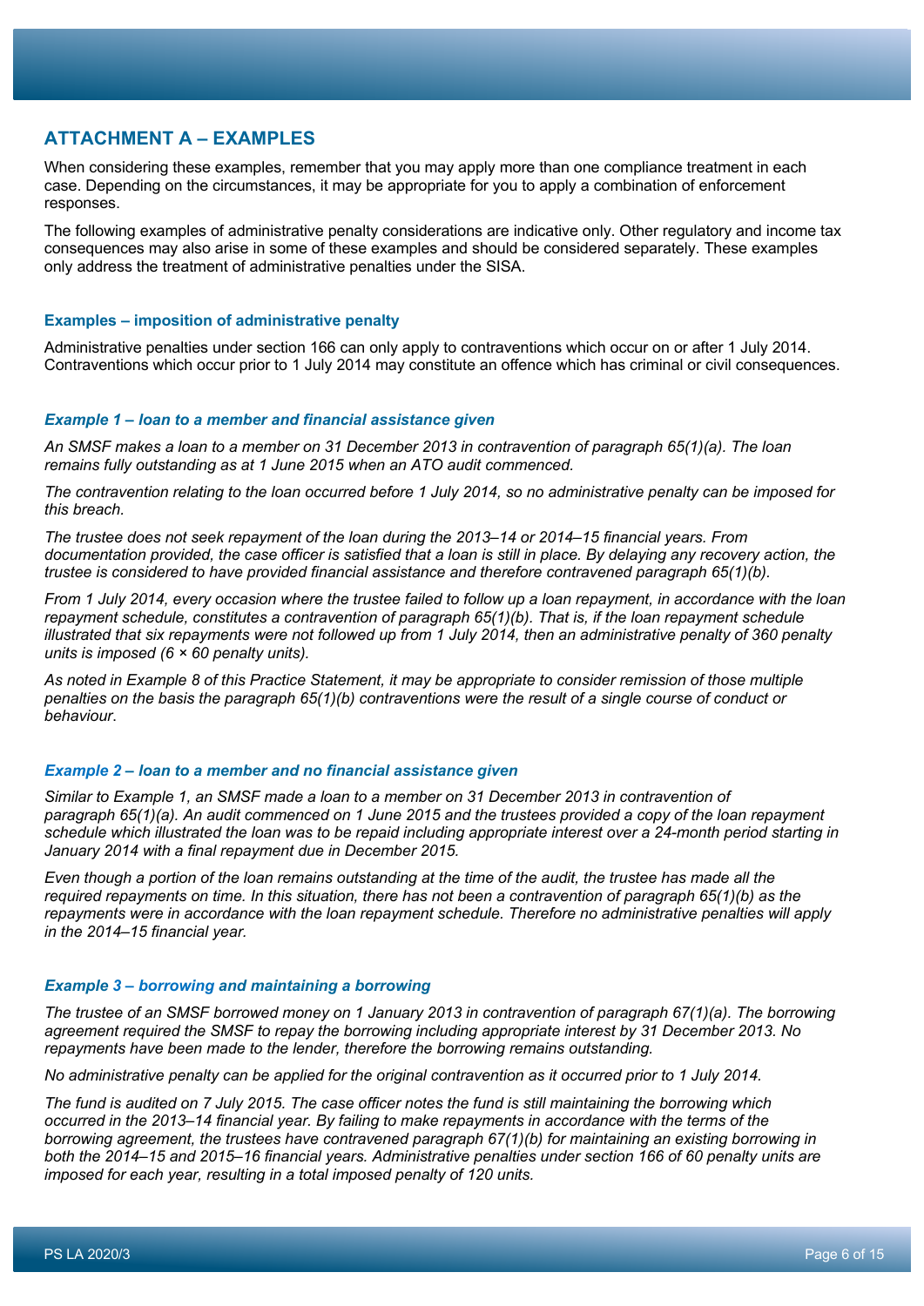## ATTACHMENT A – EXAMPLES

When considering these examples, remember that you may apply more than one compliance treatment in each case. Depending on the circumstances, it may be appropriate for you to apply a combination of enforcement responses.

The following examples of administrative penalty considerations are indicative only. Other regulatory and income tax consequences may also arise in some of these examples and should be considered separately. These examples only address the treatment of administrative penalties under the SISA.

#### Examples – imposition of administrative penalty

Administrative penalties under section 166 can only apply to contraventions which occur on or after 1 July 2014. Contraventions which occur prior to 1 July 2014 may constitute an offence which has criminal or civil consequences.

#### *Example 1 – loan to a member and financial assistance given*

*An SMSF makes a loan to a member on 31 December 2013 in contravention of paragraph 65(1)(a). The loan remains fully outstanding as at 1 June 2015 when an ATO audit commenced.*

*The contravention relating to the loan occurred before 1 July 2014, so no administrative penalty can be imposed for this breach.*

*The trustee does not seek repayment of the loan during the 2013–14 or 2014–15 financial years. From documentation provided, the case officer is satisfied that a loan is still in place. By delaying any recovery action, the trustee is considered to have provided financial assistance and therefore contravened paragraph 65(1)(b).*

*From 1 July 2014, every occasion where the trustee failed to follow up a loan repayment, in accordance with the loan repayment schedule, constitutes a contravention of paragraph 65(1)(b). That is, if the loan repayment schedule illustrated that six repayments were not followed up from 1 July 2014, then an administrative penalty of 360 penalty units is imposed (6 × 60 penalty units).*

*As noted in Example 8 of this Practice Statement, it may be appropriate to consider remission of those multiple penalties on the basis the paragraph 65(1)(b) contraventions were the result of a single course of conduct or behaviour.*

#### *Example 2 – loan to a member and no financial assistance given*

*Similar to Example 1, an SMSF made a loan to a member on 31 December 2013 in contravention of paragraph 65(1)(a). An audit commenced on 1 June 2015 and the trustees provided a copy of the loan repayment schedule which illustrated the loan was to be repaid including appropriate interest over a 24-month period starting in January 2014 with a final repayment due in December 2015.*

*Even though a portion of the loan remains outstanding at the time of the audit, the trustee has made all the required repayments on time. In this situation, there has not been a contravention of paragraph 65(1)(b) as the repayments were in accordance with the loan repayment schedule. Therefore no administrative penalties will apply in the 2014–15 financial year.*

#### *Example 3 – borrowing and maintaining a borrowing*

*The trustee of an SMSF borrowed money on 1 January 2013 in contravention of paragraph 67(1)(a). The borrowing agreement required the SMSF to repay the borrowing including appropriate interest by 31 December 2013. No repayments have been made to the lender, therefore the borrowing remains outstanding.*

*No administrative penalty can be applied for the original contravention as it occurred prior to 1 July 2014.*

*The fund is audited on 7 July 2015. The case officer notes the fund is still maintaining the borrowing which occurred in the 2013–14 financial year. By failing to make repayments in accordance with the terms of the borrowing agreement, the trustees have contravened paragraph 67(1)(b) for maintaining an existing borrowing in both the 2014–15 and 2015–16 financial years. Administrative penalties under section 166 of 60 penalty units are imposed for each year, resulting in a total imposed penalty of 120 units.*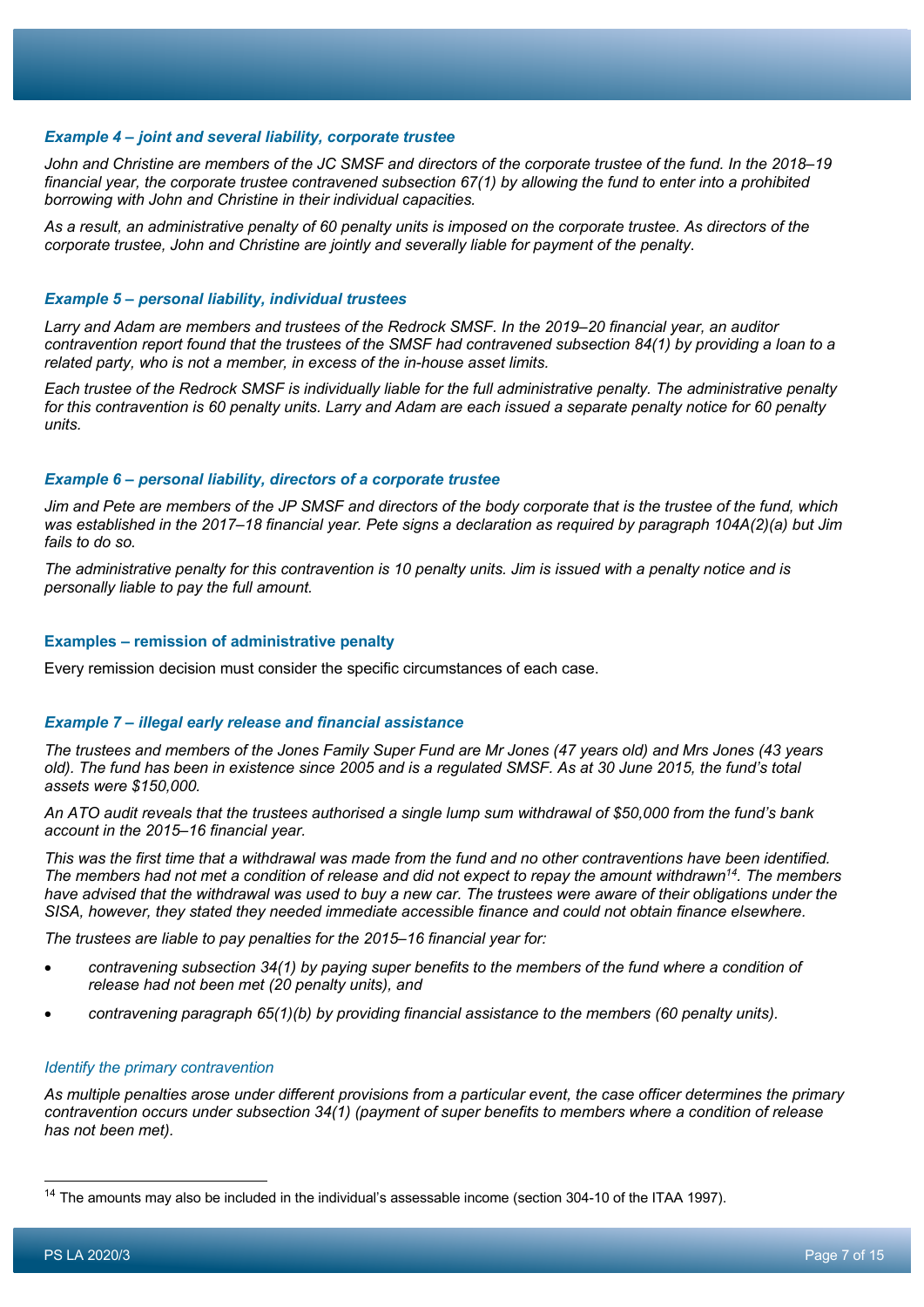#### *Example 4 – joint and several liability, corporate trustee*

*John and Christine are members of the JC SMSF and directors of the corporate trustee of the fund. In the 2018–19 financial year, the corporate trustee contravened subsection 67(1) by allowing the fund to enter into a prohibited borrowing with John and Christine in their individual capacities.*

*As a result, an administrative penalty of 60 penalty units is imposed on the corporate trustee. As directors of the corporate trustee, John and Christine are jointly and severally liable for payment of the penalty.*

#### *Example 5 – personal liability, individual trustees*

*Larry and Adam are members and trustees of the Redrock SMSF. In the 2019–20 financial year, an auditor contravention report found that the trustees of the SMSF had contravened subsection 84(1) by providing a loan to a related party, who is not a member, in excess of the in-house asset limits.*

*Each trustee of the Redrock SMSF is individually liable for the full administrative penalty. The administrative penalty for this contravention is 60 penalty units. Larry and Adam are each issued a separate penalty notice for 60 penalty units.*

#### *Example 6 – personal liability, directors of a corporate trustee*

*Jim and Pete are members of the JP SMSF and directors of the body corporate that is the trustee of the fund, which was established in the 2017–18 financial year. Pete signs a declaration as required by paragraph 104A(2)(a) but Jim fails to do so.*

*The administrative penalty for this contravention is 10 penalty units. Jim is issued with a penalty notice and is personally liable to pay the full amount.*

### Examples – remission of administrative penalty

Every remission decision must consider the specific circumstances of each case.

#### *Example 7 – illegal early release and financial assistance*

*The trustees and members of the Jones Family Super Fund are Mr Jones (47 years old) and Mrs Jones (43 years old). The fund has been in existence since 2005 and is a regulated SMSF. As at 30 June 2015, the fund's total assets were $150,000.*

*An ATO audit reveals that the trustees authorised a single lump sum withdrawal of $50,000 from the fund's bank account in the 2015–16 financial year.*

*This was the first time that a withdrawal was made from the fund and no other contraventions have been identified. The members had not met a condition of release and did not expect to repay the amount withdrawn[14]. The members have advised that the withdrawal was used to buy a new car. The trustees were aware of their obligations under the SISA, however, they stated they needed immediate accessible finance and could not obtain finance elsewhere.*

*The trustees are liable to pay penalties for the 2015–16 financial year for:*

- *contravening subsection 34(1) by paying super benefits to the members of the fund where a condition of release had not been met (20 penalty units), and*
- *contravening paragraph 65(1)(b) by providing financial assistance to the members (60 penalty units).*

*Identify the primary contravention*

*As multiple penalties arose under different provisions from a particular event, the case officer determines the primary contravention occurs under subsection 34(1) (payment of super benefits to members where a condition of release has not been met).*

---

[14] The amounts may also be included in the individual's assessable income (section 304-10 of the ITAA 1997).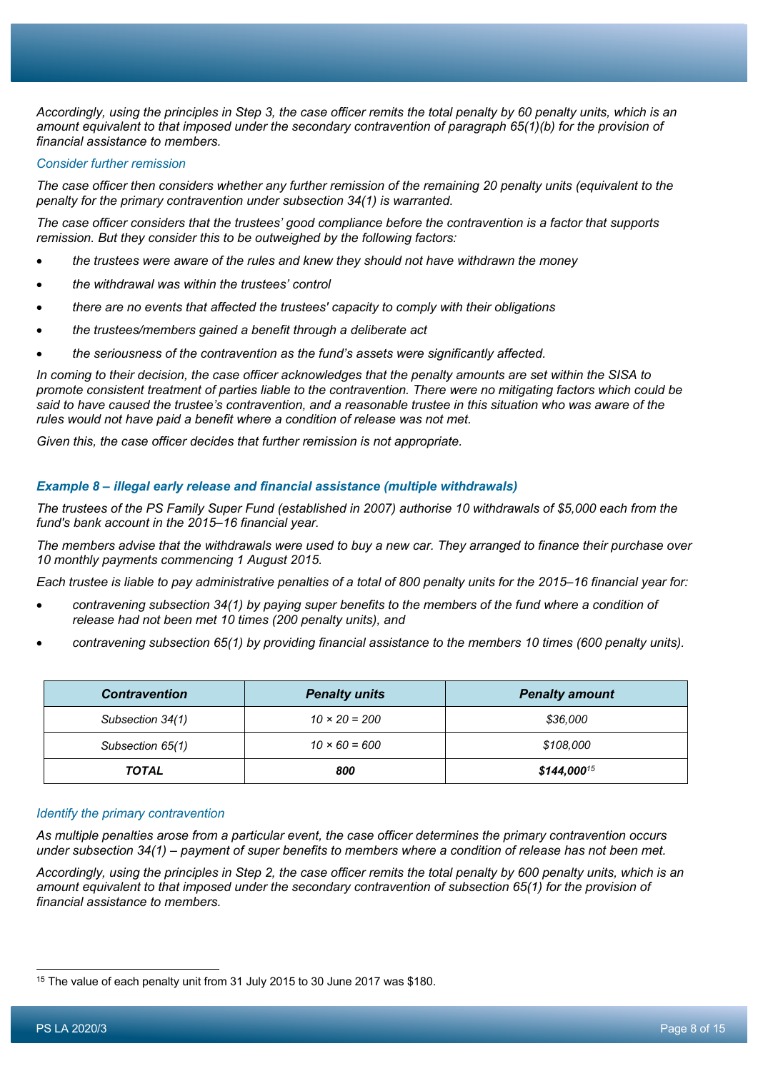*Accordingly, using the principles in Step 3, the case officer remits the total penalty by 60 penalty units, which is an amount equivalent to that imposed under the secondary contravention of paragraph 65(1)(b) for the provision of financial assistance to members.*

*Consider further remission*

*The case officer then considers whether any further remission of the remaining 20 penalty units (equivalent to the penalty for the primary contravention under subsection 34(1) is warranted.*

*The case officer considers that the trustees' good compliance before the contravention is a factor that supports remission. But they consider this to be outweighed by the following factors:*

- *the trustees were aware of the rules and knew they should not have withdrawn the money*
- *the withdrawal was within the trustees' control*
- *there are no events that affected the trustees' capacity to comply with their obligations*
- *the trustees/members gained a benefit through a deliberate act*
- *the seriousness of the contravention as the fund's assets were significantly affected.*

*In coming to their decision, the case officer acknowledges that the penalty amounts are set within the SISA to promote consistent treatment of parties liable to the contravention. There were no mitigating factors which could be said to have caused the trustee's contravention, and a reasonable trustee in this situation who was aware of the rules would not have paid a benefit where a condition of release was not met.*

*Given this, the case officer decides that further remission is not appropriate.*

### *Example 8 – illegal early release and financial assistance (multiple withdrawals)*

*The trustees of the PS Family Super Fund (established in 2007) authorise 10 withdrawals of $5,000 each from the fund's bank account in the 2015–16 financial year.*

*The members advise that the withdrawals were used to buy a new car. They arranged to finance their purchase over 10 monthly payments commencing 1 August 2015.*

*Each trustee is liable to pay administrative penalties of a total of 800 penalty units for the 2015–16 financial year for:*

- *contravening subsection 34(1) by paying super benefits to the members of the fund where a condition of release had not been met 10 times (200 penalty units), and*
- *contravening subsection 65(1) by providing financial assistance to the members 10 times (600 penalty units).*

| ***Contravention*** | ***Penalty units*** | ***Penalty amount*** |
|---|---|---|
| *Subsection 34(1)* | *10 × 20 = 200* | *$36,000* |
| *Subsection 65(1)* | *10 × 60 = 600* | *$108,000* |
| ***TOTAL*** | ***800*** | ***$144,000***[15] |

*Identify the primary contravention*

*As multiple penalties arose from a particular event, the case officer determines the primary contravention occurs under subsection 34(1) – payment of super benefits to members where a condition of release has not been met.*

*Accordingly, using the principles in Step 2, the case officer remits the total penalty by 600 penalty units, which is an amount equivalent to that imposed under the secondary contravention of subsection 65(1) for the provision of financial assistance to members.*

---

[15] The value of each penalty unit from 31 July 2015 to 30 June 2017 was $180.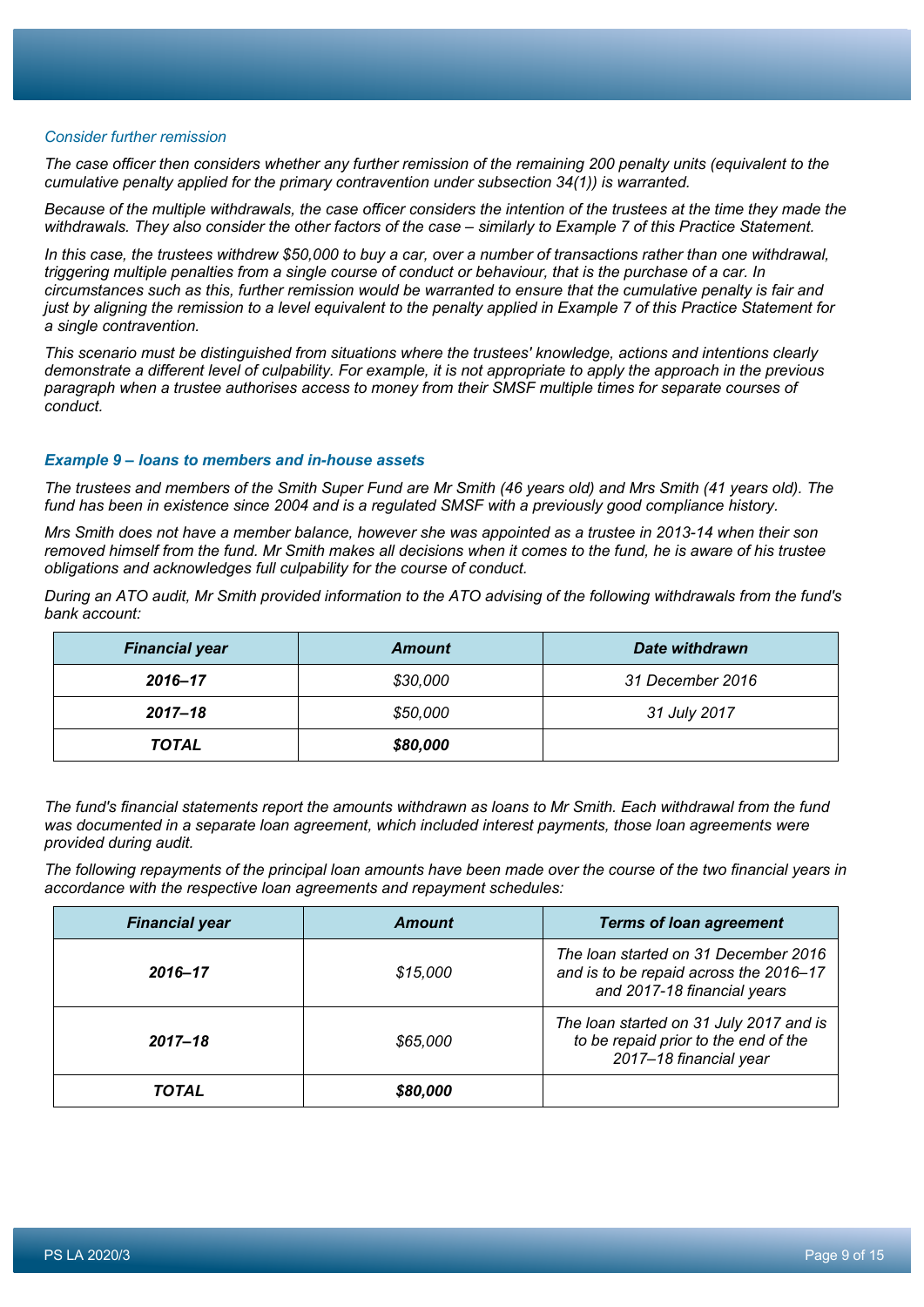*Consider further remission*

*The case officer then considers whether any further remission of the remaining 200 penalty units (equivalent to the cumulative penalty applied for the primary contravention under subsection 34(1)) is warranted.*

*Because of the multiple withdrawals, the case officer considers the intention of the trustees at the time they made the withdrawals. They also consider the other factors of the case – similarly to Example 7 of this Practice Statement.*

*In this case, the trustees withdrew $50,000 to buy a car, over a number of transactions rather than one withdrawal, triggering multiple penalties from a single course of conduct or behaviour, that is the purchase of a car. In circumstances such as this, further remission would be warranted to ensure that the cumulative penalty is fair and just by aligning the remission to a level equivalent to the penalty applied in Example 7 of this Practice Statement for a single contravention.*

*This scenario must be distinguished from situations where the trustees' knowledge, actions and intentions clearly demonstrate a different level of culpability. For example, it is not appropriate to apply the approach in the previous paragraph when a trustee authorises access to money from their SMSF multiple times for separate courses of conduct.*

### *Example 9 – loans to members and in-house assets*

*The trustees and members of the Smith Super Fund are Mr Smith (46 years old) and Mrs Smith (41 years old). The fund has been in existence since 2004 and is a regulated SMSF with a previously good compliance history.*

*Mrs Smith does not have a member balance, however she was appointed as a trustee in 2013-14 when their son removed himself from the fund. Mr Smith makes all decisions when it comes to the fund, he is aware of his trustee obligations and acknowledges full culpability for the course of conduct.*

*During an ATO audit, Mr Smith provided information to the ATO advising of the following withdrawals from the fund's bank account:*

| ***Financial year*** | ***Amount*** | ***Date withdrawn*** |
|---|---|---|
| ***2016–17*** | *$30,000* | *31 December 2016* |
| ***2017–18*** | *$50,000* | *31 July 2017* |
| ***TOTAL*** | ***$80,000*** | |

*The fund's financial statements report the amounts withdrawn as loans to Mr Smith. Each withdrawal from the fund was documented in a separate loan agreement, which included interest payments, those loan agreements were provided during audit.*

*The following repayments of the principal loan amounts have been made over the course of the two financial years in accordance with the respective loan agreements and repayment schedules:*

| ***Financial year*** | ***Amount*** | ***Terms of loan agreement*** |
|---|---|---|
| ***2016–17*** | *$15,000* | *The loan started on 31 December 2016 and is to be repaid across the 2016–17 and 2017-18 financial years* |
| ***2017–18*** | *$65,000* | *The loan started on 31 July 2017 and is to be repaid prior to the end of the 2017–18 financial year* |
| ***TOTAL*** | ***$80,000*** | |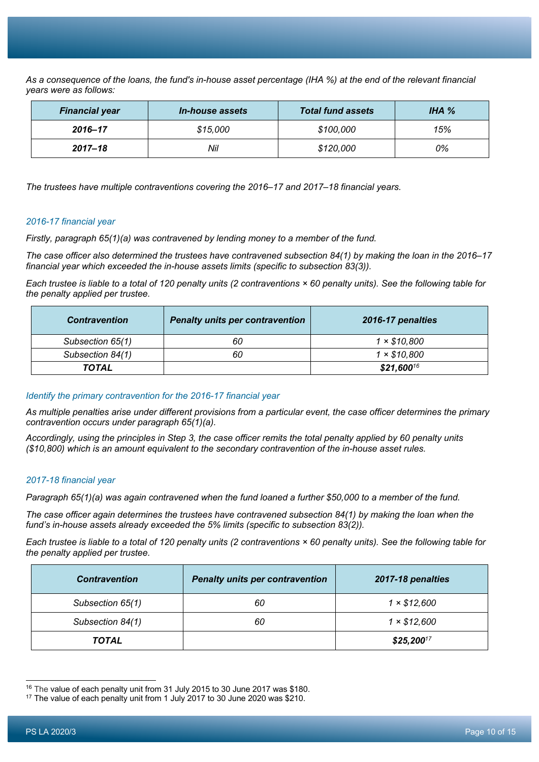*As a consequence of the loans, the fund's in-house asset percentage (IHA %) at the end of the relevant financial years were as follows:*

| *Financial year* | *In-house assets* | *Total fund assets* | *IHA %* |
|---|---|---|---|
| ***2016–17*** | *$15,000* | *$100,000* | *15%* |
| ***2017–18*** | *Nil* | *$120,000* | *0%* |

*The trustees have multiple contraventions covering the 2016–17 and 2017–18 financial years.*

### *2016-17 financial year*

*Firstly, paragraph 65(1)(a) was contravened by lending money to a member of the fund.*

*The case officer also determined the trustees have contravened subsection 84(1) by making the loan in the 2016–17 financial year which exceeded the in-house assets limits (specific to subsection 83(3)).*

*Each trustee is liable to a total of 120 penalty units (2 contraventions × 60 penalty units). See the following table for the penalty applied per trustee.*

| *Contravention* | *Penalty units per contravention* | *2016-17 penalties* |
|---|---|---|
| *Subsection 65(1)* | *60* | *1 × $10,800* |
| *Subsection 84(1)* | *60* | *1 × $10,800* |
| ***TOTAL*** | | ***$21,600***[16] |

### *Identify the primary contravention for the 2016-17 financial year*

*As multiple penalties arise under different provisions from a particular event, the case officer determines the primary contravention occurs under paragraph 65(1)(a).*

*Accordingly, using the principles in Step 3, the case officer remits the total penalty applied by 60 penalty units ($10,800) which is an amount equivalent to the secondary contravention of the in-house asset rules.*

### *2017-18 financial year*

*Paragraph 65(1)(a) was again contravened when the fund loaned a further $50,000 to a member of the fund.*

*The case officer again determines the trustees have contravened subsection 84(1) by making the loan when the fund's in-house assets already exceeded the 5% limits (specific to subsection 83(2)).*

*Each trustee is liable to a total of 120 penalty units (2 contraventions × 60 penalty units). See the following table for the penalty applied per trustee.*

| *Contravention* | *Penalty units per contravention* | *2017-18 penalties* |
|---|---|---|
| *Subsection 65(1)* | *60* | *1 × $12,600* |
| *Subsection 84(1)* | *60* | *1 × $12,600* |
| ***TOTAL*** | | ***$25,200***[17] |

---

[16] The value of each penalty unit from 31 July 2015 to 30 June 2017 was $180.

[17] The value of each penalty unit from 1 July 2017 to 30 June 2020 was $210.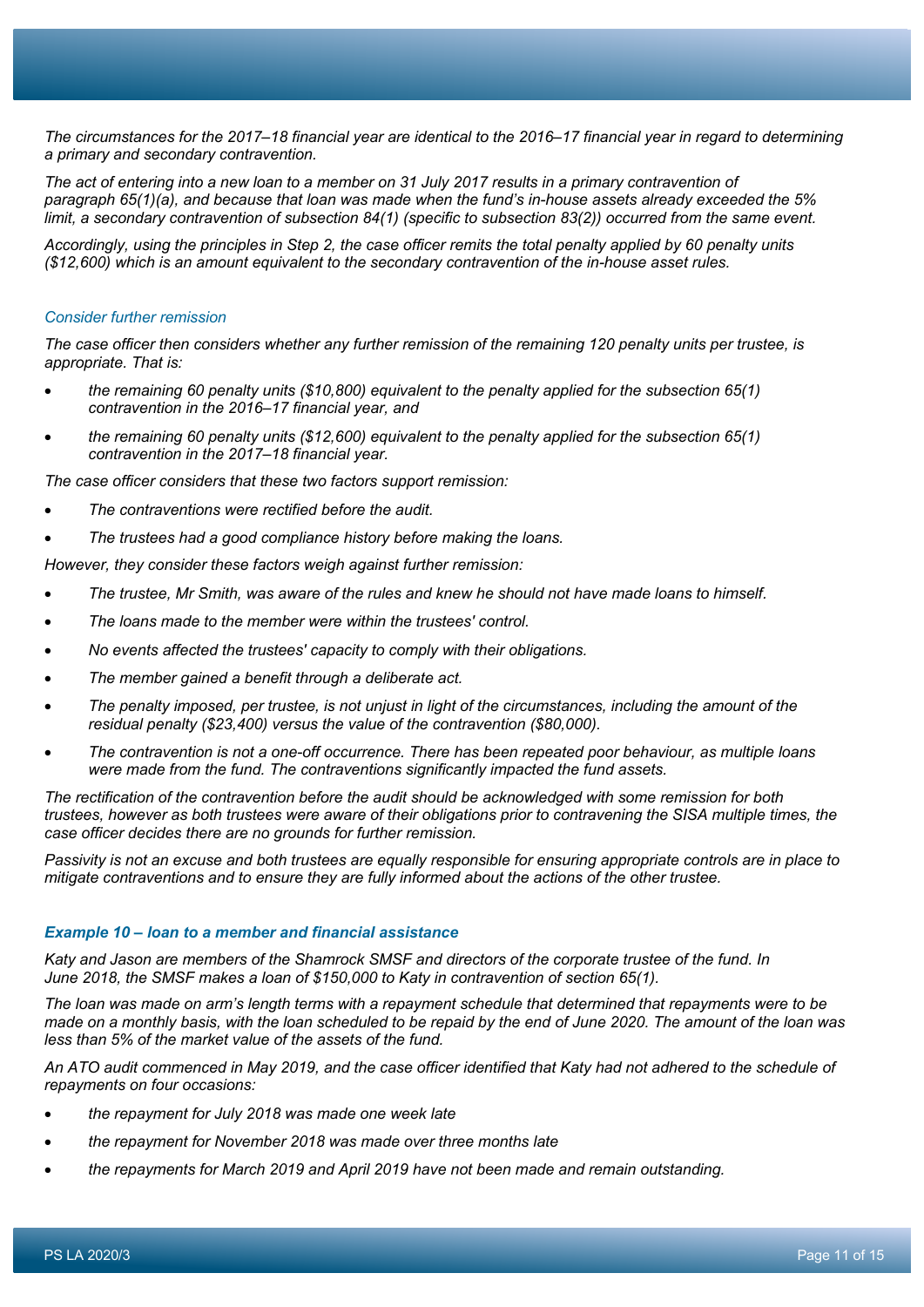*The circumstances for the 2017–18 financial year are identical to the 2016–17 financial year in regard to determining a primary and secondary contravention.*

*The act of entering into a new loan to a member on 31 July 2017 results in a primary contravention of paragraph 65(1)(a), and because that loan was made when the fund's in-house assets already exceeded the 5% limit, a secondary contravention of subsection 84(1) (specific to subsection 83(2)) occurred from the same event.*

*Accordingly, using the principles in Step 2, the case officer remits the total penalty applied by 60 penalty units ($12,600) which is an amount equivalent to the secondary contravention of the in-house asset rules.*

#### *Consider further remission*

*The case officer then considers whether any further remission of the remaining 120 penalty units per trustee, is appropriate. That is:*

- *the remaining 60 penalty units ($10,800) equivalent to the penalty applied for the subsection 65(1) contravention in the 2016–17 financial year, and*
- *the remaining 60 penalty units ($12,600) equivalent to the penalty applied for the subsection 65(1) contravention in the 2017–18 financial year.*

*The case officer considers that these two factors support remission:*

- *The contraventions were rectified before the audit.*
- *The trustees had a good compliance history before making the loans.*

*However, they consider these factors weigh against further remission:*

- *The trustee, Mr Smith, was aware of the rules and knew he should not have made loans to himself.*
- *The loans made to the member were within the trustees' control.*
- *No events affected the trustees' capacity to comply with their obligations.*
- *The member gained a benefit through a deliberate act.*
- *The penalty imposed, per trustee, is not unjust in light of the circumstances, including the amount of the residual penalty ($23,400) versus the value of the contravention ($80,000).*
- *The contravention is not a one-off occurrence. There has been repeated poor behaviour, as multiple loans were made from the fund. The contraventions significantly impacted the fund assets.*

*The rectification of the contravention before the audit should be acknowledged with some remission for both trustees, however as both trustees were aware of their obligations prior to contravening the SISA multiple times, the case officer decides there are no grounds for further remission.*

*Passivity is not an excuse and both trustees are equally responsible for ensuring appropriate controls are in place to mitigate contraventions and to ensure they are fully informed about the actions of the other trustee.*

### ***Example 10 – loan to a member and financial assistance***

*Katy and Jason are members of the Shamrock SMSF and directors of the corporate trustee of the fund. In June 2018, the SMSF makes a loan of $150,000 to Katy in contravention of section 65(1).*

*The loan was made on arm's length terms with a repayment schedule that determined that repayments were to be made on a monthly basis, with the loan scheduled to be repaid by the end of June 2020. The amount of the loan was less than 5% of the market value of the assets of the fund.*

*An ATO audit commenced in May 2019, and the case officer identified that Katy had not adhered to the schedule of repayments on four occasions:*

- *the repayment for July 2018 was made one week late*
- *the repayment for November 2018 was made over three months late*
- *the repayments for March 2019 and April 2019 have not been made and remain outstanding.*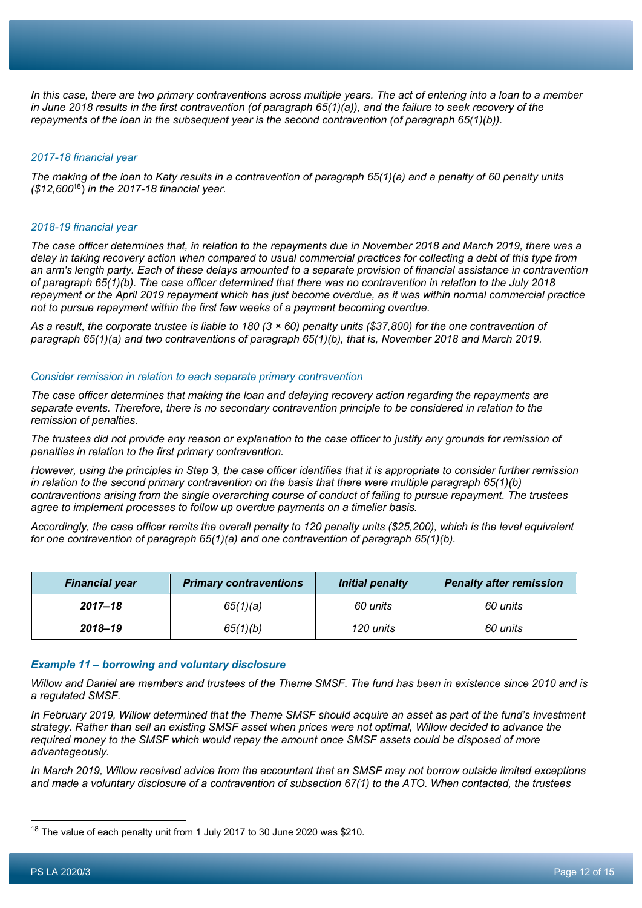*In this case, there are two primary contraventions across multiple years. The act of entering into a loan to a member in June 2018 results in the first contravention (of paragraph 65(1)(a)), and the failure to seek recovery of the repayments of the loan in the subsequent year is the second contravention (of paragraph 65(1)(b)).*

*2017-18 financial year*

*The making of the loan to Katy results in a contravention of paragraph 65(1)(a) and a penalty of 60 penalty units ($12,600*[18]*) in the 2017-18 financial year.*

*2018-19 financial year*

*The case officer determines that, in relation to the repayments due in November 2018 and March 2019, there was a delay in taking recovery action when compared to usual commercial practices for collecting a debt of this type from an arm's length party. Each of these delays amounted to a separate provision of financial assistance in contravention of paragraph 65(1)(b). The case officer determined that there was no contravention in relation to the July 2018 repayment or the April 2019 repayment which has just become overdue, as it was within normal commercial practice not to pursue repayment within the first few weeks of a payment becoming overdue.*

*As a result, the corporate trustee is liable to 180 (3 × 60) penalty units ($37,800) for the one contravention of paragraph 65(1)(a) and two contraventions of paragraph 65(1)(b), that is, November 2018 and March 2019.*

*Consider remission in relation to each separate primary contravention*

*The case officer determines that making the loan and delaying recovery action regarding the repayments are separate events. Therefore, there is no secondary contravention principle to be considered in relation to the remission of penalties.*

*The trustees did not provide any reason or explanation to the case officer to justify any grounds for remission of penalties in relation to the first primary contravention.*

*However, using the principles in Step 3, the case officer identifies that it is appropriate to consider further remission in relation to the second primary contravention on the basis that there were multiple paragraph 65(1)(b) contraventions arising from the single overarching course of conduct of failing to pursue repayment. The trustees agree to implement processes to follow up overdue payments on a timelier basis.*

*Accordingly, the case officer remits the overall penalty to 120 penalty units ($25,200), which is the level equivalent for one contravention of paragraph 65(1)(a) and one contravention of paragraph 65(1)(b).*

| ***Financial year*** | ***Primary contraventions*** | ***Initial penalty*** | ***Penalty after remission*** |
|---|---|---|---|
| ***2017–18*** | *65(1)(a)* | *60 units* | *60 units* |
| ***2018–19*** | *65(1)(b)* | *120 units* | *60 units* |

***Example 11 – borrowing and voluntary disclosure***

*Willow and Daniel are members and trustees of the Theme SMSF. The fund has been in existence since 2010 and is a regulated SMSF.*

*In February 2019, Willow determined that the Theme SMSF should acquire an asset as part of the fund's investment strategy. Rather than sell an existing SMSF asset when prices were not optimal, Willow decided to advance the required money to the SMSF which would repay the amount once SMSF assets could be disposed of more advantageously.*

*In March 2019, Willow received advice from the accountant that an SMSF may not borrow outside limited exceptions and made a voluntary disclosure of a contravention of subsection 67(1) to the ATO. When contacted, the trustees*

[18] The value of each penalty unit from 1 July 2017 to 30 June 2020 was $210.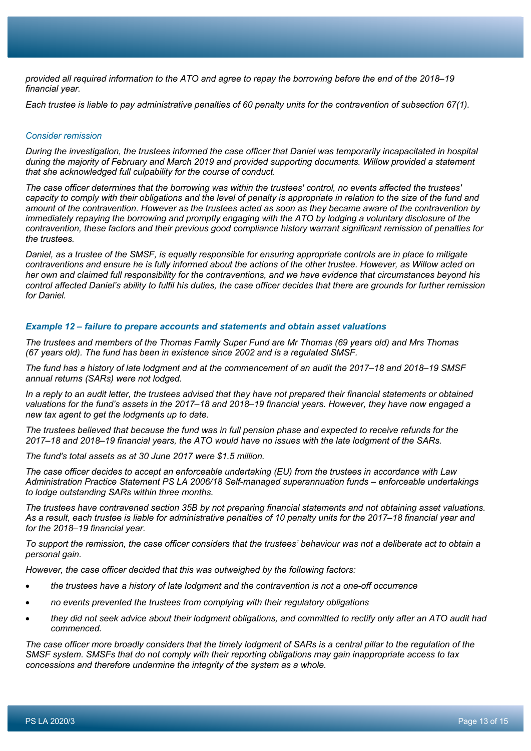*provided all required information to the ATO and agree to repay the borrowing before the end of the 2018–19 financial year.*

*Each trustee is liable to pay administrative penalties of 60 penalty units for the contravention of subsection 67(1).*

*Consider remission*

*During the investigation, the trustees informed the case officer that Daniel was temporarily incapacitated in hospital during the majority of February and March 2019 and provided supporting documents. Willow provided a statement that she acknowledged full culpability for the course of conduct.*

*The case officer determines that the borrowing was within the trustees' control, no events affected the trustees' capacity to comply with their obligations and the level of penalty is appropriate in relation to the size of the fund and amount of the contravention. However as the trustees acted as soon as they became aware of the contravention by immediately repaying the borrowing and promptly engaging with the ATO by lodging a voluntary disclosure of the contravention, these factors and their previous good compliance history warrant significant remission of penalties for the trustees.*

*Daniel, as a trustee of the SMSF, is equally responsible for ensuring appropriate controls are in place to mitigate contraventions and ensure he is fully informed about the actions of the other trustee. However, as Willow acted on her own and claimed full responsibility for the contraventions, and we have evidence that circumstances beyond his control affected Daniel's ability to fulfil his duties, the case officer decides that there are grounds for further remission for Daniel.*

***Example 12 – failure to prepare accounts and statements and obtain asset valuations***

*The trustees and members of the Thomas Family Super Fund are Mr Thomas (69 years old) and Mrs Thomas (67 years old). The fund has been in existence since 2002 and is a regulated SMSF.*

*The fund has a history of late lodgment and at the commencement of an audit the 2017–18 and 2018–19 SMSF annual returns (SARs) were not lodged.*

*In a reply to an audit letter, the trustees advised that they have not prepared their financial statements or obtained valuations for the fund's assets in the 2017–18 and 2018–19 financial years. However, they have now engaged a new tax agent to get the lodgments up to date.*

*The trustees believed that because the fund was in full pension phase and expected to receive refunds for the 2017–18 and 2018–19 financial years, the ATO would have no issues with the late lodgment of the SARs.*

*The fund's total assets as at 30 June 2017 were $1.5 million.*

*The case officer decides to accept an enforceable undertaking (EU) from the trustees in accordance with Law Administration Practice Statement PS LA 2006/18 Self-managed superannuation funds – enforceable undertakings to lodge outstanding SARs within three months.*

*The trustees have contravened section 35B by not preparing financial statements and not obtaining asset valuations. As a result, each trustee is liable for administrative penalties of 10 penalty units for the 2017–18 financial year and for the 2018–19 financial year.*

*To support the remission, the case officer considers that the trustees' behaviour was not a deliberate act to obtain a personal gain.*

*However, the case officer decided that this was outweighed by the following factors:*

- *the trustees have a history of late lodgment and the contravention is not a one-off occurrence*
- *no events prevented the trustees from complying with their regulatory obligations*
- *they did not seek advice about their lodgment obligations, and committed to rectify only after an ATO audit had commenced.*

*The case officer more broadly considers that the timely lodgment of SARs is a central pillar to the regulation of the SMSF system. SMSFs that do not comply with their reporting obligations may gain inappropriate access to tax concessions and therefore undermine the integrity of the system as a whole.*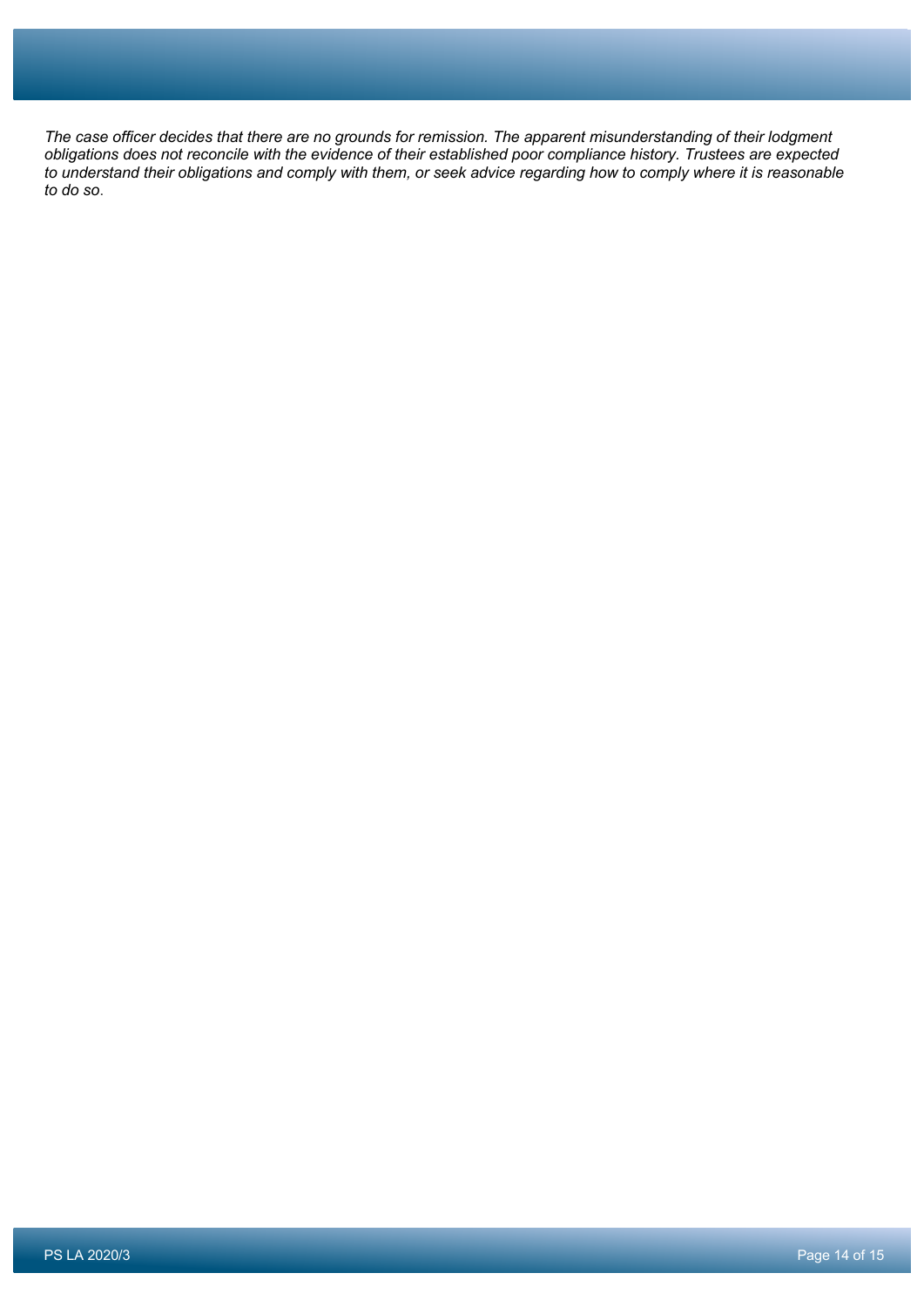*The case officer decides that there are no grounds for remission. The apparent misunderstanding of their lodgment obligations does not reconcile with the evidence of their established poor compliance history. Trustees are expected to understand their obligations and comply with them, or seek advice regarding how to comply where it is reasonable to do so*.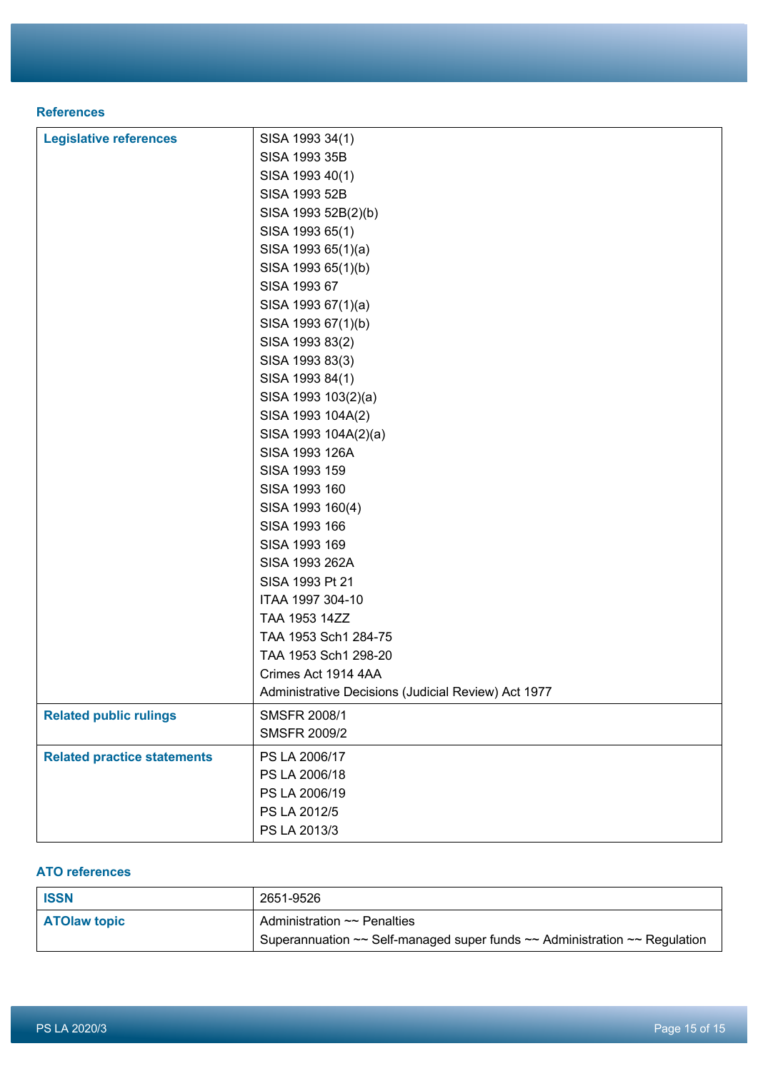### References

| | |
|---|---|
| **Legislative references** | SISA 1993 34(1)<br>SISA 1993 35B<br>SISA 1993 40(1)<br>SISA 1993 52B<br>SISA 1993 52B(2)(b)<br>SISA 1993 65(1)<br>SISA 1993 65(1)(a)<br>SISA 1993 65(1)(b)<br>SISA 1993 67<br>SISA 1993 67(1)(a)<br>SISA 1993 67(1)(b)<br>SISA 1993 83(2)<br>SISA 1993 83(3)<br>SISA 1993 84(1)<br>SISA 1993 103(2)(a)<br>SISA 1993 104A(2)<br>SISA 1993 104A(2)(a)<br>SISA 1993 126A<br>SISA 1993 159<br>SISA 1993 160<br>SISA 1993 160(4)<br>SISA 1993 166<br>SISA 1993 169<br>SISA 1993 262A<br>SISA 1993 Pt 21<br>ITAA 1997 304-10<br>TAA 1953 14ZZ<br>TAA 1953 Sch1 284-75<br>TAA 1953 Sch1 298-20<br>Crimes Act 1914 4AA<br>Administrative Decisions (Judicial Review) Act 1977 |
| **Related public rulings** | SMSFR 2008/1<br>SMSFR 2009/2 |
| **Related practice statements** | PS LA 2006/17<br>PS LA 2006/18<br>PS LA 2006/19<br>PS LA 2012/5<br>PS LA 2013/3 |

### ATO references

| | |
|---|---|
| **ISSN** | 2651-9526 |
| **ATOlaw topic** | Administration ~~ Penalties<br>Superannuation ~~ Self-managed super funds ~~ Administration ~~ Regulation |